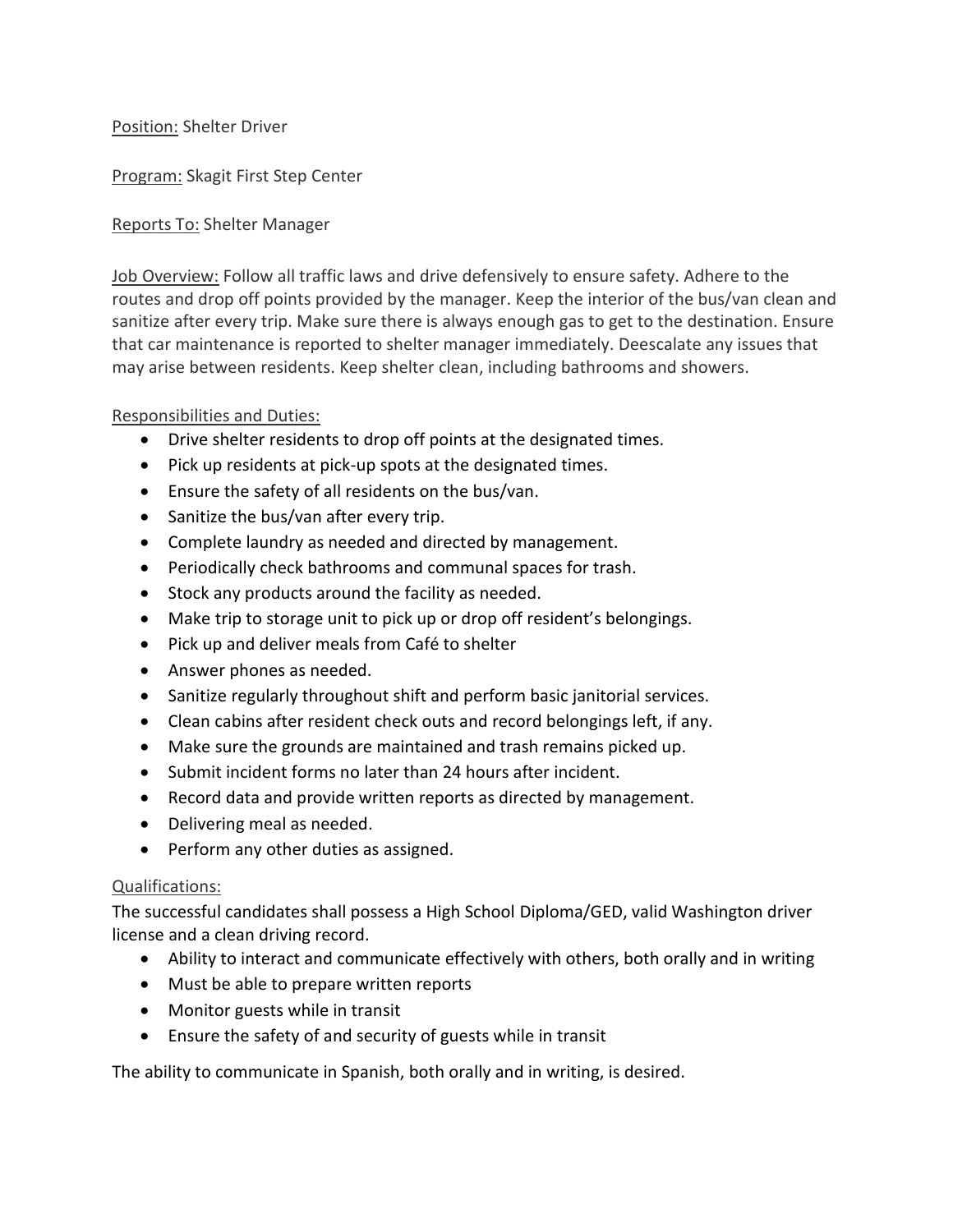Position: Shelter Driver

Program: Skagit First Step Center

Reports To: Shelter Manager

Job Overview: Follow all traffic laws and drive defensively to ensure safety. Adhere to the routes and drop off points provided by the manager. Keep the interior of the bus/van clean and sanitize after every trip. Make sure there is always enough gas to get to the destination. Ensure that car maintenance is reported to shelter manager immediately. Deescalate any issues that may arise between residents. Keep shelter clean, including bathrooms and showers.

Responsibilities and Duties:

- Drive shelter residents to drop off points at the designated times.
- Pick up residents at pick-up spots at the designated times.
- Ensure the safety of all residents on the bus/van.
- Sanitize the bus/van after every trip.
- Complete laundry as needed and directed by management.
- Periodically check bathrooms and communal spaces for trash.
- Stock any products around the facility as needed.
- Make trip to storage unit to pick up or drop off resident's belongings.
- Pick up and deliver meals from Café to shelter
- Answer phones as needed.
- Sanitize regularly throughout shift and perform basic janitorial services.
- Clean cabins after resident check outs and record belongings left, if any.
- Make sure the grounds are maintained and trash remains picked up.
- Submit incident forms no later than 24 hours after incident.
- Record data and provide written reports as directed by management.
- Delivering meal as needed.
- Perform any other duties as assigned.

Qualifications:

The successful candidates shall possess a High School Diploma/GED, valid Washington driver license and a clean driving record.

- Ability to interact and communicate effectively with others, both orally and in writing
- Must be able to prepare written reports
- Monitor guests while in transit
- Ensure the safety of and security of guests while in transit

The ability to communicate in Spanish, both orally and in writing, is desired.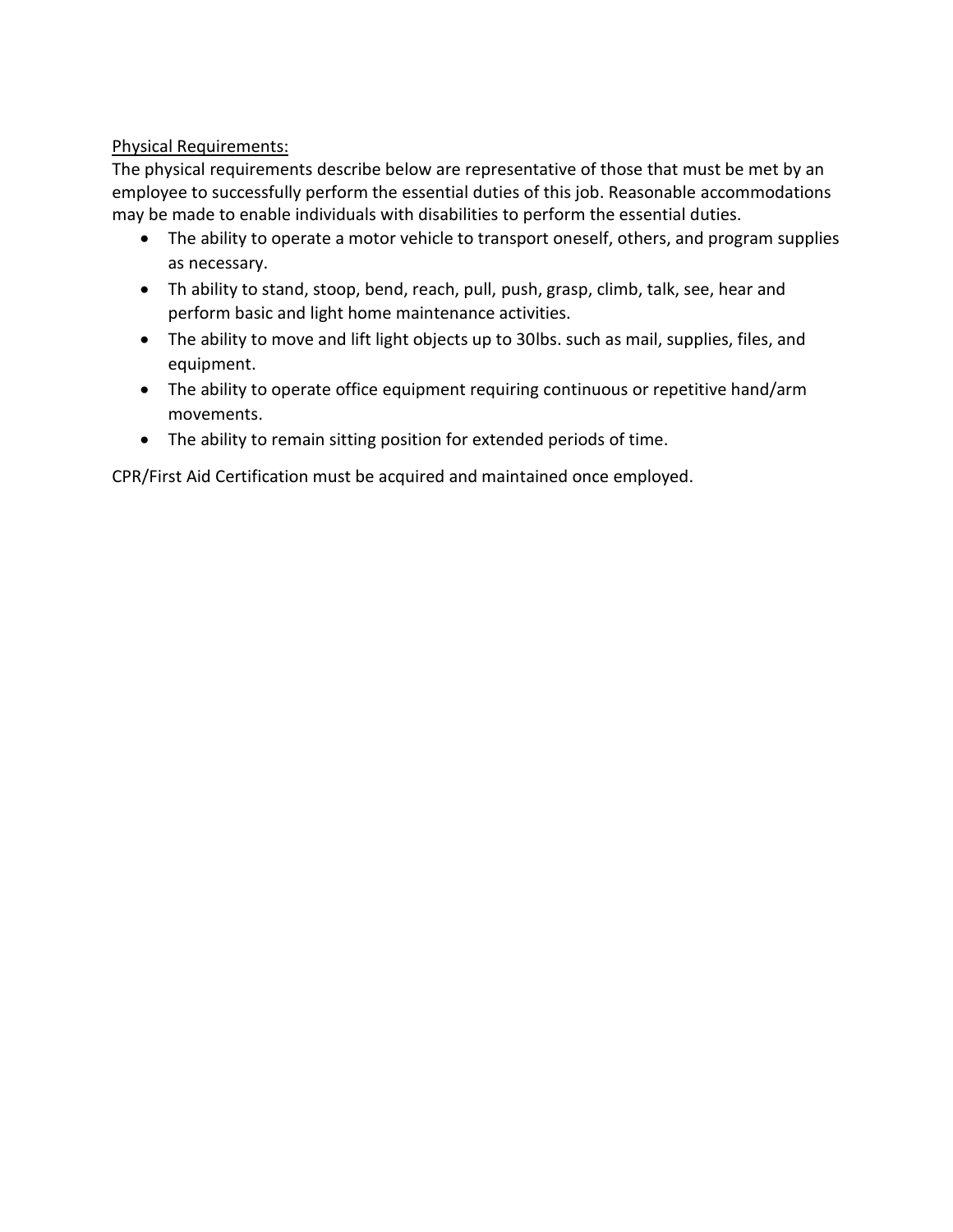Physical Requirements:

The physical requirements describe below are representative of those that must be met by an employee to successfully perform the essential duties of this job. Reasonable accommodations may be made to enable individuals with disabilities to perform the essential duties.

- The ability to operate a motor vehicle to transport oneself, others, and program supplies as necessary.
- Th ability to stand, stoop, bend, reach, pull, push, grasp, climb, talk, see, hear and perform basic and light home maintenance activities.
- The ability to move and lift light objects up to 30lbs. such as mail, supplies, files, and equipment.
- The ability to operate office equipment requiring continuous or repetitive hand/arm movements.
- The ability to remain sitting position for extended periods of time.

CPR/First Aid Certification must be acquired and maintained once employed.